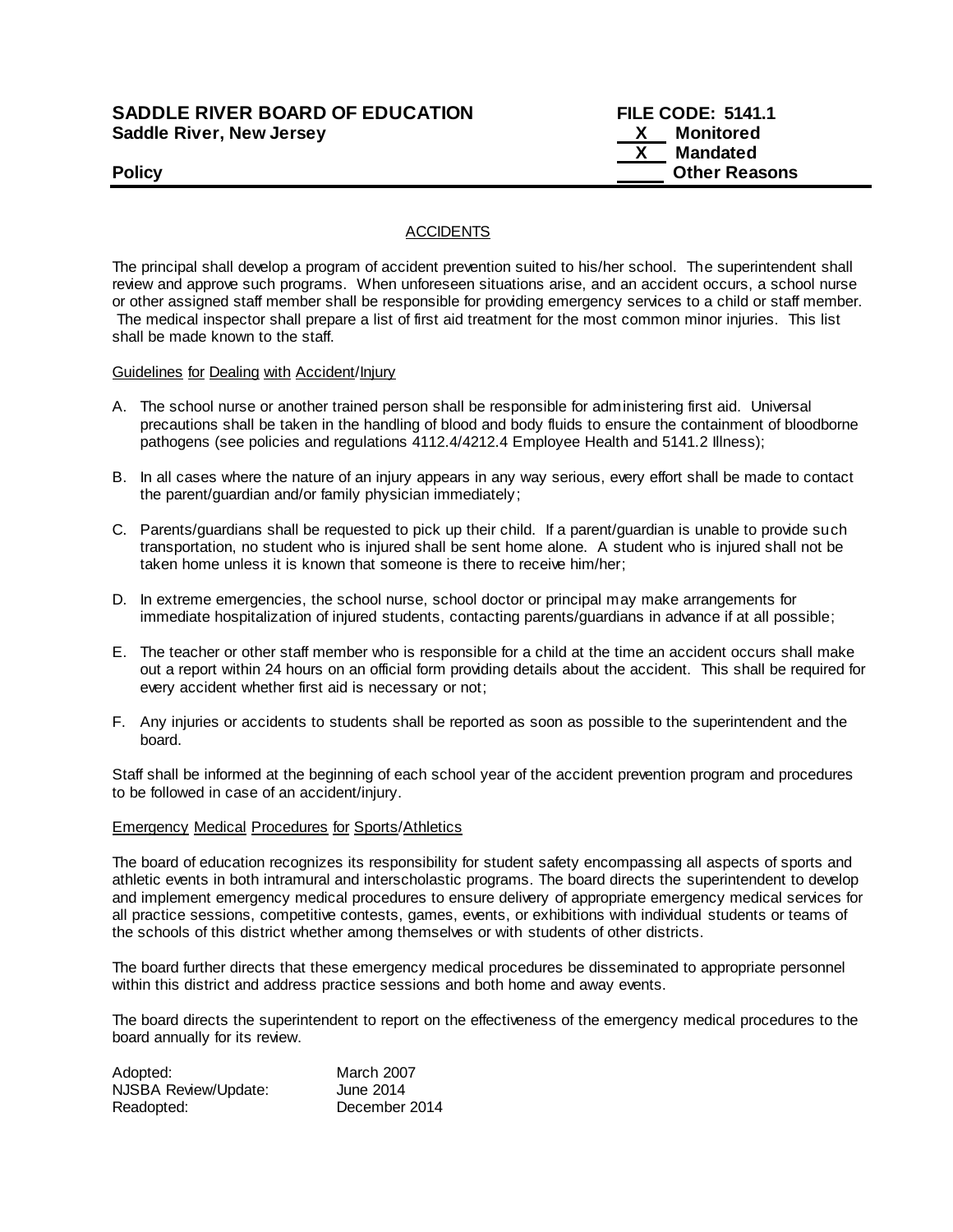**SADDLE RIVER BOARD OF EDUCATION**
**Saddle River, New Jersey**

**FILE CODE: 5141.1**
**X Monitored**
**X Mandated**
**\_\_\_\_\_ Other Reasons**

**Policy**

## ACCIDENTS

The principal shall develop a program of accident prevention suited to his/her school. The superintendent shall review and approve such programs. When unforeseen situations arise, and an accident occurs, a school nurse or other assigned staff member shall be responsible for providing emergency services to a child or staff member. The medical inspector shall prepare a list of first aid treatment for the most common minor injuries. This list shall be made known to the staff.

### Guidelines for Dealing with Accident/Injury

A. The school nurse or another trained person shall be responsible for administering first aid. Universal precautions shall be taken in the handling of blood and body fluids to ensure the containment of bloodborne pathogens (see policies and regulations 4112.4/4212.4 Employee Health and 5141.2 Illness);

B. In all cases where the nature of an injury appears in any way serious, every effort shall be made to contact the parent/guardian and/or family physician immediately;

C. Parents/guardians shall be requested to pick up their child. If a parent/guardian is unable to provide such transportation, no student who is injured shall be sent home alone. A student who is injured shall not be taken home unless it is known that someone is there to receive him/her;

D. In extreme emergencies, the school nurse, school doctor or principal may make arrangements for immediate hospitalization of injured students, contacting parents/guardians in advance if at all possible;

E. The teacher or other staff member who is responsible for a child at the time an accident occurs shall make out a report within 24 hours on an official form providing details about the accident. This shall be required for every accident whether first aid is necessary or not;

F. Any injuries or accidents to students shall be reported as soon as possible to the superintendent and the board.

Staff shall be informed at the beginning of each school year of the accident prevention program and procedures to be followed in case of an accident/injury.

### Emergency Medical Procedures for Sports/Athletics

The board of education recognizes its responsibility for student safety encompassing all aspects of sports and athletic events in both intramural and interscholastic programs. The board directs the superintendent to develop and implement emergency medical procedures to ensure delivery of appropriate emergency medical services for all practice sessions, competitive contests, games, events, or exhibitions with individual students or teams of the schools of this district whether among themselves or with students of other districts.

The board further directs that these emergency medical procedures be disseminated to appropriate personnel within this district and address practice sessions and both home and away events.

The board directs the superintendent to report on the effectiveness of the emergency medical procedures to the board annually for its review.

| | |
|---|---|
| Adopted: | March 2007 |
| NJSBA Review/Update: | June 2014 |
| Readopted: | December 2014 |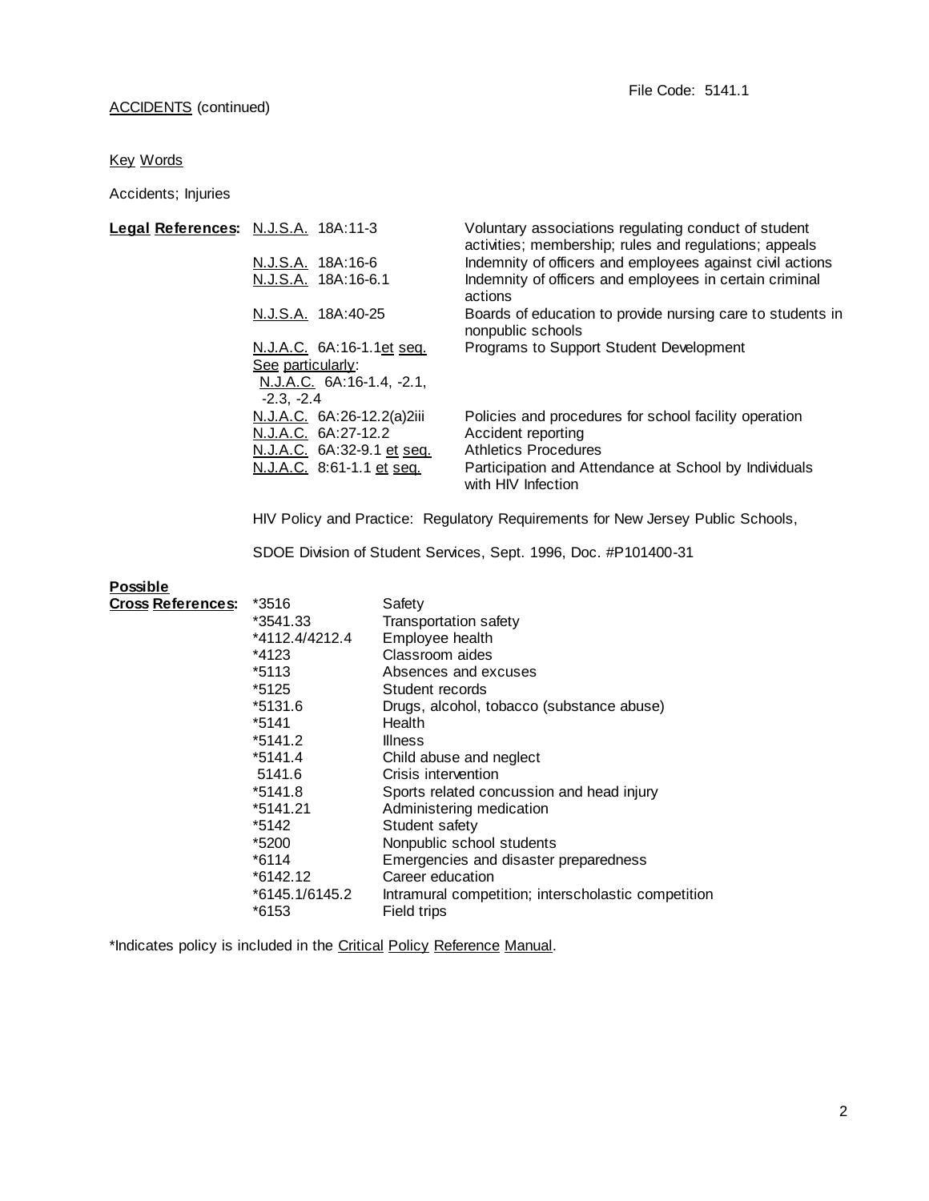File Code: 5141.1

ACCIDENTS (continued)

Key Words

Accidents; Injuries

**Legal References:**

| | |
|---|---|
| N.J.S.A. 18A:11-3 | Voluntary associations regulating conduct of student activities; membership; rules and regulations; appeals |
| N.J.S.A. 18A:16-6 | Indemnity of officers and employees against civil actions |
| N.J.S.A. 18A:16-6.1 | Indemnity of officers and employees in certain criminal actions |
| N.J.S.A. 18A:40-25 | Boards of education to provide nursing care to students in nonpublic schools |
| N.J.A.C. 6A:16-1.1et seq. See particularly: N.J.A.C. 6A:16-1.4, -2.1, -2.3, -2.4 | Programs to Support Student Development |
| N.J.A.C. 6A:26-12.2(a)2iii | Policies and procedures for school facility operation |
| N.J.A.C. 6A:27-12.2 | Accident reporting |
| N.J.A.C. 6A:32-9.1 et seq. | Athletics Procedures |
| N.J.A.C. 8:61-1.1 et seq. | Participation and Attendance at School by Individuals with HIV Infection |

HIV Policy and Practice: Regulatory Requirements for New Jersey Public Schools,

SDOE Division of Student Services, Sept. 1996, Doc. #P101400-31

**Possible Cross References:**

| | |
|---|---|
| *3516 | Safety |
| *3541.33 | Transportation safety |
| *4112.4/4212.4 | Employee health |
| *4123 | Classroom aides |
| *5113 | Absences and excuses |
| *5125 | Student records |
| *5131.6 | Drugs, alcohol, tobacco (substance abuse) |
| *5141 | Health |
| *5141.2 | Illness |
| *5141.4 | Child abuse and neglect |
| 5141.6 | Crisis intervention |
| *5141.8 | Sports related concussion and head injury |
| *5141.21 | Administering medication |
| *5142 | Student safety |
| *5200 | Nonpublic school students |
| *6114 | Emergencies and disaster preparedness |
| *6142.12 | Career education |
| *6145.1/6145.2 | Intramural competition; interscholastic competition |
| *6153 | Field trips |

*Indicates policy is included in the Critical Policy Reference Manual.